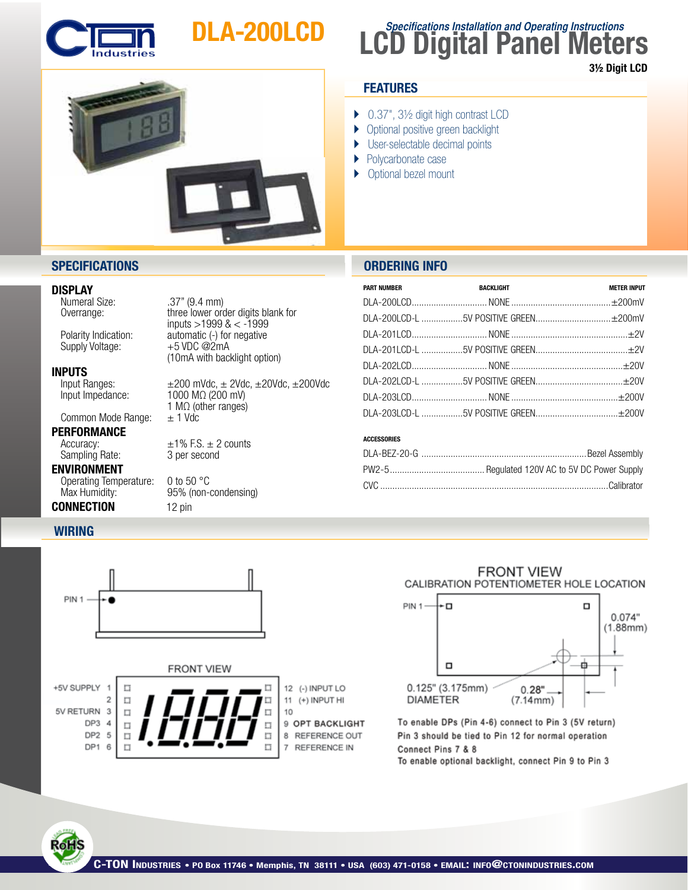# DLA-200LCD

## LCD Digital Panel Meters

*Specifications Installation and Operating Instructions*

**3½ Digit LCD**

## FEATURES

- 0.37", 3½ digit high contrast LCD
- Optional positive green backlight
- User-selectable decimal points
- Polycarbonate case
- Optional bezel mount

## SPECIFICATIONS

### DISPLAY

| | |
|---|---|
| Numeral Size: | .37" (9.4 mm) |
| Overrange: | three lower order digits blank for inputs >1999 & < -1999 |
| Polarity Indication: | automatic (-) for negative |
| Supply Voltage: | +5 VDC @2mA (10mA with backlight option) |

### INPUTS

| | |
|---|---|
| Input Ranges: | ±200 mVdc, ± 2Vdc, ±20Vdc, ±200Vdc |
| Input Impedance: | 1000 MΩ (200 mV) 1 MΩ (other ranges) |
| Common Mode Range: | ± 1 Vdc |

### PERFORMANCE

| | |
|---|---|
| Accuracy: | ±1% F.S. ± 2 counts |
| Sampling Rate: | 3 per second |

### ENVIRONMENT

| | |
|---|---|
| Operating Temperature: | 0 to 50 °C |
| Max Humidity: | 95% (non-condensing) |

### CONNECTION

12 pin

## ORDERING INFO

| PART NUMBER | BACKLIGHT | METER INPUT |
|---|---|---|
| DLA-200LCD | NONE | ±200mV |
| DLA-200LCD-L | 5V POSITIVE GREEN | ±200mV |
| DLA-201LCD | NONE | ±2V |
| DLA-201LCD-L | 5V POSITIVE GREEN | ±2V |
| DLA-202LCD | NONE | ±20V |
| DLA-202LCD-L | 5V POSITIVE GREEN | ±20V |
| DLA-203LCD | NONE | ±200V |
| DLA-203LCD-L | 5V POSITIVE GREEN | ±200V |

**ACCESSORIES**

| | |
|---|---|
| DLA-BEZ-20-G | Bezel Assembly |
| PW2-5 | Regulated 120V AC to 5V DC Power Supply |
| CVC | Calibrator |

## WIRING

PIN 1

FRONT VIEW

| Pin | Function | Pin | Function |
|---|---|---|---|
| 1 | +5V SUPPLY | 12 | (-) INPUT LO |
| 2 | | 11 | (+) INPUT HI |
| 3 | 5V RETURN | 10 | |
| 4 | DP3 | 9 | OPT BACKLIGHT |
| 5 | DP2 | 8 | REFERENCE OUT |
| 6 | DP1 | 7 | REFERENCE IN |

FRONT VIEW
CALIBRATION POTENTIOMETER HOLE LOCATION

PIN 1

0.074" (1.88mm)

0.125" (3.175mm) DIAMETER

0.28" (7.14mm)

To enable DPs (Pin 4-6) connect to Pin 3 (5V return)
Pin 3 should be tied to Pin 12 for normal operation
Connect Pins 7 & 8
To enable optional backlight, connect Pin 9 to Pin 3

C-TON INDUSTRIES • PO Box 11746 • Memphis, TN 38111 • USA (603) 471-0158 • EMAIL: INFO@CTONINDUSTRIES.COM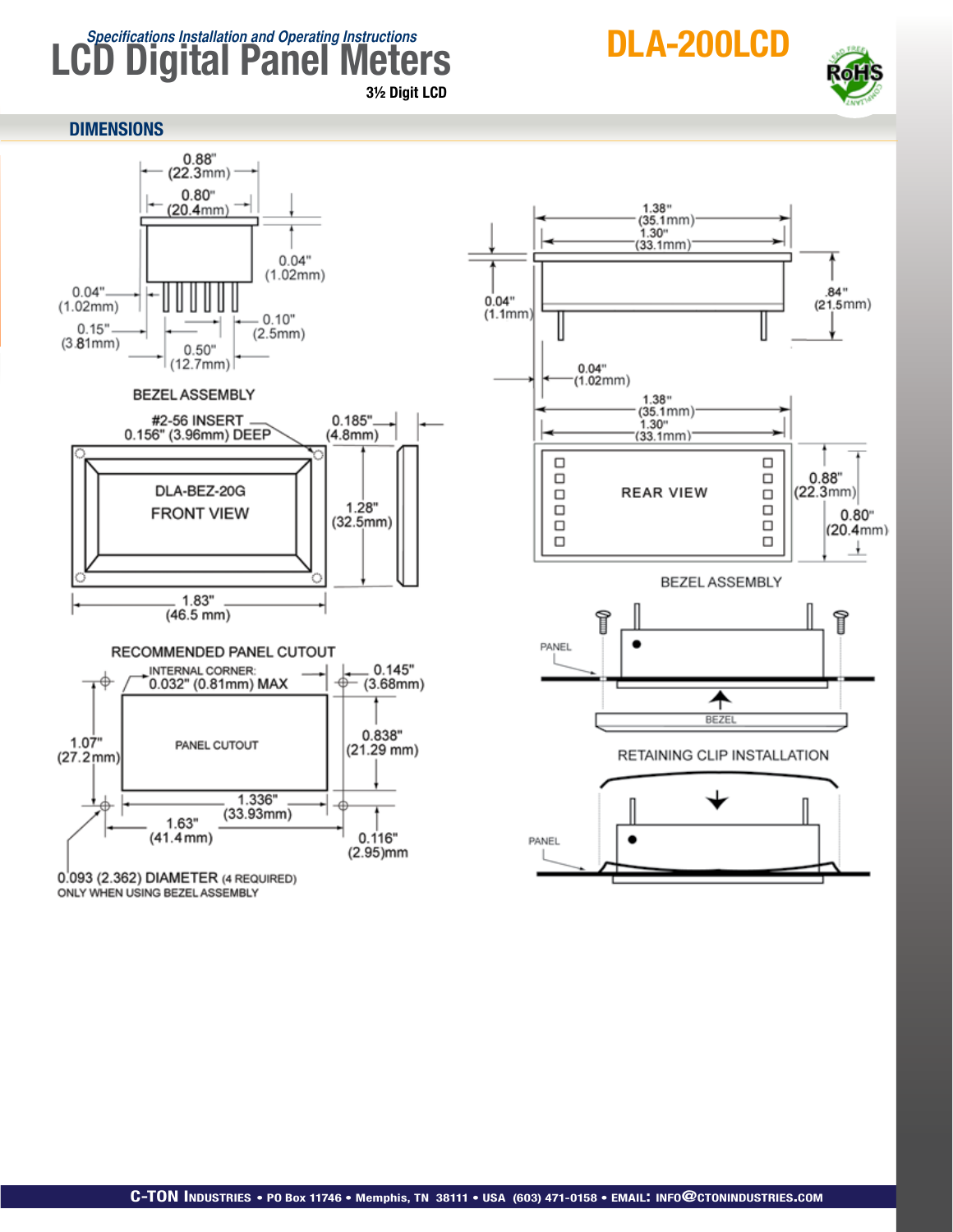*Specifications Installation and Operating Instructions*

# LCD Digital Panel Meters

**3½ Digit LCD**

**DLA-200LCD**

## DIMENSIONS

0.88"
(22.3mm)
0.80"
(20.4mm)
0.04"
(1.02mm)
0.04"
(1.02mm)
0.15"
(3.81mm)
0.10"
(2.5mm)
0.50"
(12.7mm)

1.38"
(35.1mm)
1.30"
(33.1mm)
0.04"
(1.1mm)
.84"
(21.5mm)
0.04"
(1.02mm)

BEZEL ASSEMBLY

#2-56 INSERT
0.156" (3.96mm) DEEP
0.185"
(4.8mm)
DLA-BEZ-20G
FRONT VIEW
1.28"
(32.5mm)
1.83"
(46.5 mm)

1.38"
(35.1mm)
1.30"
(33.1mm)
REAR VIEW
0.88"
(22.3mm)
0.80"
(20.4mm)

BEZEL ASSEMBLY

PANEL
BEZEL

RECOMMENDED PANEL CUTOUT

INTERNAL CORNER:
0.032" (0.81mm) MAX
0.145"
(3.68mm)
PANEL CUTOUT
1.07"
(27.2mm)
0.838"
(21.29 mm)
1.336"
(33.93mm)
1.63"
(41.4mm)
0.116"
(2.95)mm
0.093 (2.362) DIAMETER (4 REQUIRED)
ONLY WHEN USING BEZEL ASSEMBLY

RETAINING CLIP INSTALLATION

PANEL

C-TON INDUSTRIES • PO Box 11746 • Memphis, TN 38111 • USA (603) 471-0158 • EMAIL: INFO@CTONINDUSTRIES.COM